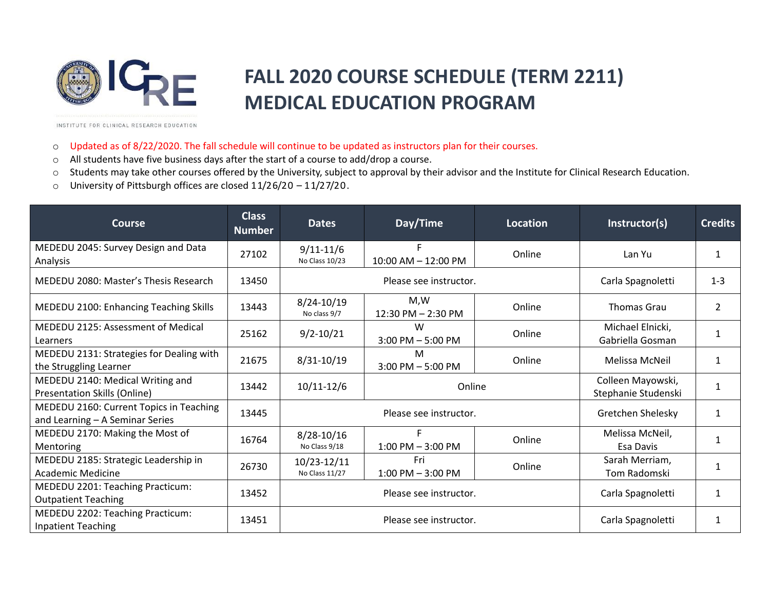INSTITUTE FOR CLINICAL RESEARCH EDUCATION

# FALL 2020 COURSE SCHEDULE (TERM 2211) MEDICAL EDUCATION PROGRAM

- Updated as of 8/22/2020. The fall schedule will continue to be updated as instructors plan for their courses.
- All students have five business days after the start of a course to add/drop a course.
- Students may take other courses offered by the University, subject to approval by their advisor and the Institute for Clinical Research Education.
- University of Pittsburgh offices are closed 11/26/20 – 11/27/20.

| Course | Class Number | Dates | Day/Time | Location | Instructor(s) | Credits |
|---|---|---|---|---|---|---|
| MEDEDU 2045: Survey Design and Data Analysis | 27102 | 9/11-11/6<br>No Class 10/23 | F<br>10:00 AM – 12:00 PM | Online | Lan Yu | 1 |
| MEDEDU 2080: Master's Thesis Research | 13450 | Please see instructor. | | | Carla Spagnoletti | 1-3 |
| MEDEDU 2100: Enhancing Teaching Skills | 13443 | 8/24-10/19<br>No class 9/7 | M,W<br>12:30 PM – 2:30 PM | Online | Thomas Grau | 2 |
| MEDEDU 2125: Assessment of Medical Learners | 25162 | 9/2-10/21 | W<br>3:00 PM – 5:00 PM | Online | Michael Elnicki, Gabriella Gosman | 1 |
| MEDEDU 2131: Strategies for Dealing with the Struggling Learner | 21675 | 8/31-10/19 | M<br>3:00 PM – 5:00 PM | Online | Melissa McNeil | 1 |
| MEDEDU 2140: Medical Writing and Presentation Skills (Online) | 13442 | 10/11-12/6 | Online | | Colleen Mayowski, Stephanie Studenski | 1 |
| MEDEDU 2160: Current Topics in Teaching and Learning – A Seminar Series | 13445 | Please see instructor. | | | Gretchen Shelesky | 1 |
| MEDEDU 2170: Making the Most of Mentoring | 16764 | 8/28-10/16<br>No Class 9/18 | F<br>1:00 PM – 3:00 PM | Online | Melissa McNeil, Esa Davis | 1 |
| MEDEDU 2185: Strategic Leadership in Academic Medicine | 26730 | 10/23-12/11<br>No Class 11/27 | Fri<br>1:00 PM – 3:00 PM | Online | Sarah Merriam, Tom Radomski | 1 |
| MEDEDU 2201: Teaching Practicum: Outpatient Teaching | 13452 | Please see instructor. | | | Carla Spagnoletti | 1 |
| MEDEDU 2202: Teaching Practicum: Inpatient Teaching | 13451 | Please see instructor. | | | Carla Spagnoletti | 1 |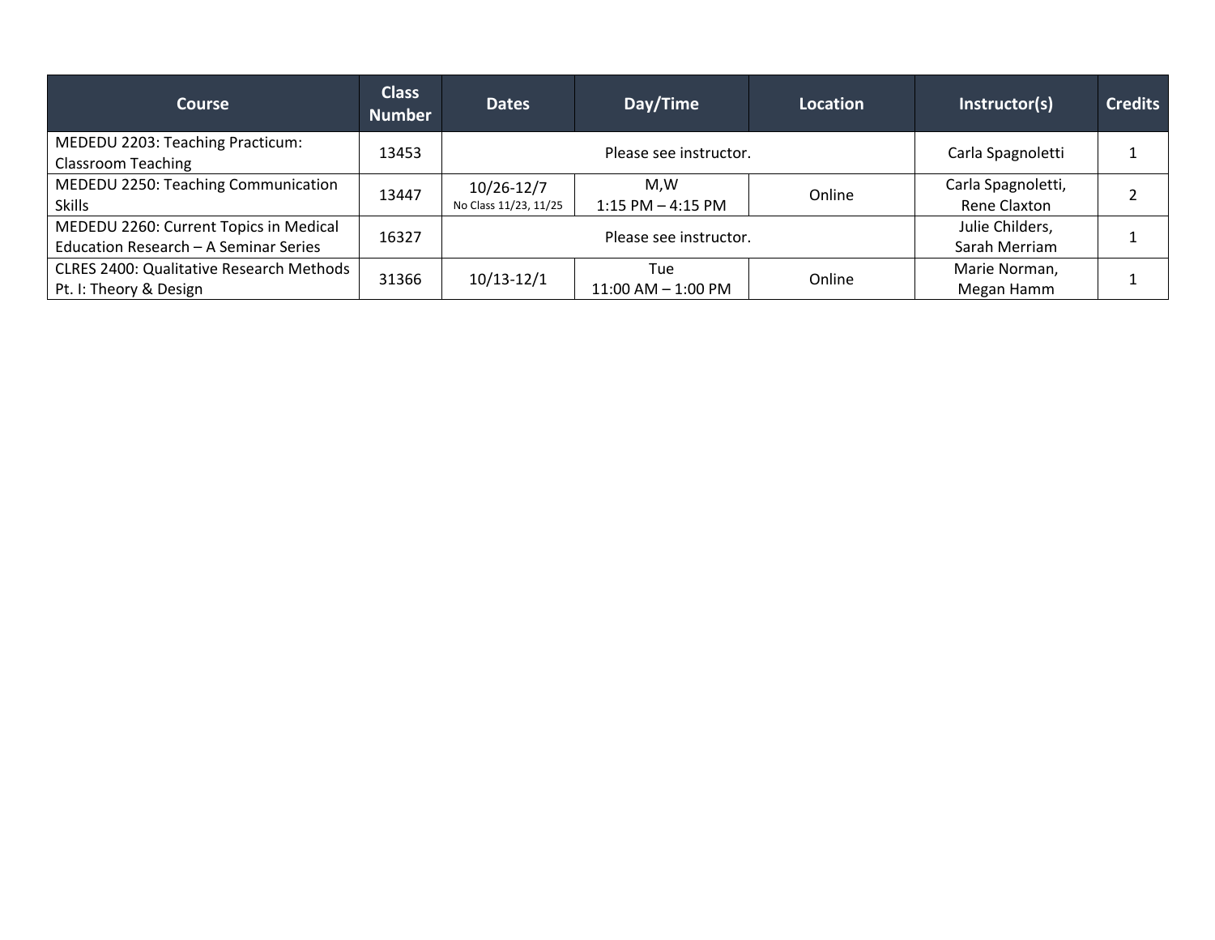| Course | Class Number | Dates | Day/Time | Location | Instructor(s) | Credits |
|---|---|---|---|---|---|---|
| MEDEDU 2203: Teaching Practicum: Classroom Teaching | 13453 | Please see instructor. | | | Carla Spagnoletti | 1 |
| MEDEDU 2250: Teaching Communication Skills | 13447 | 10/26-12/7 No Class 11/23, 11/25 | M,W 1:15 PM – 4:15 PM | Online | Carla Spagnoletti, Rene Claxton | 2 |
| MEDEDU 2260: Current Topics in Medical Education Research – A Seminar Series | 16327 | Please see instructor. | | | Julie Childers, Sarah Merriam | 1 |
| CLRES 2400: Qualitative Research Methods Pt. I: Theory & Design | 31366 | 10/13-12/1 | Tue 11:00 AM – 1:00 PM | Online | Marie Norman, Megan Hamm | 1 |